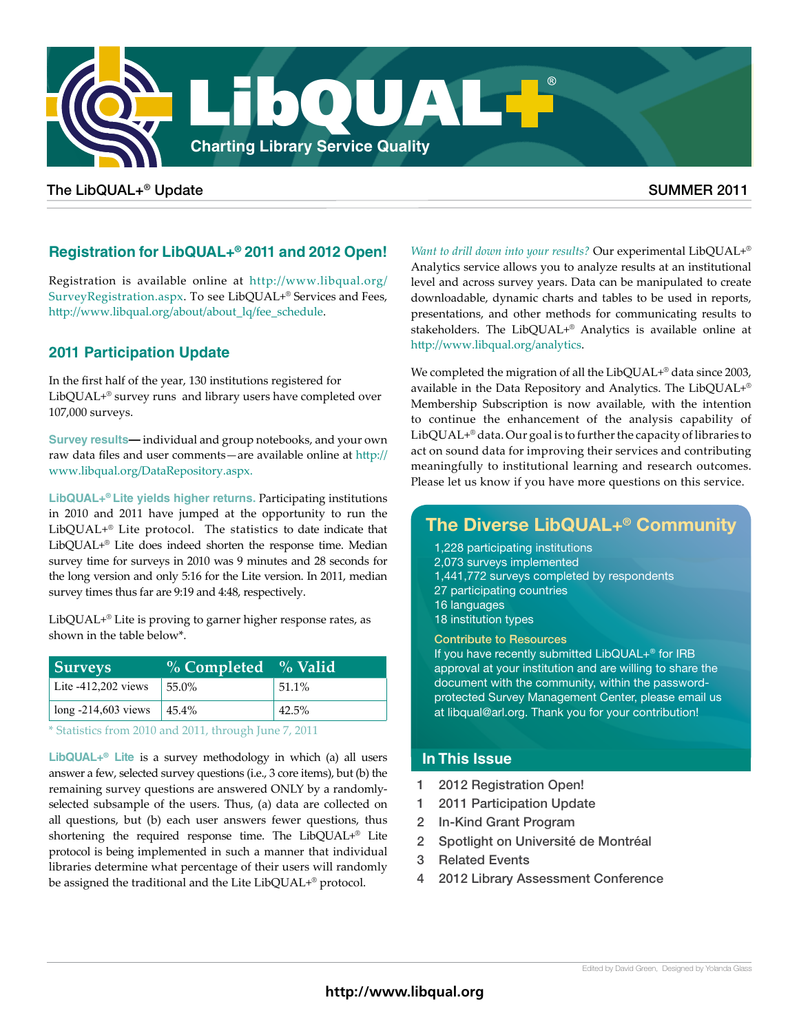# LibQUAL+®

**Charting Library Service Quality**

The LibQUAL+® Update — SUMMER 2011

## Registration for LibQUAL+® 2011 and 2012 Open!

Registration is available online at http://www.libqual.org/SurveyRegistration.aspx. To see LibQUAL+® Services and Fees, http://www.libqual.org/about/about_lq/fee_schedule.

## 2011 Participation Update

In the first half of the year, 130 institutions registered for LibQUAL+® survey runs and library users have completed over 107,000 surveys.

**Survey results—** individual and group notebooks, and your own raw data files and user comments—are available online at http://www.libqual.org/DataRepository.aspx.

**LibQUAL+® Lite yields higher returns.** Participating institutions in 2010 and 2011 have jumped at the opportunity to run the LibQUAL+® Lite protocol. The statistics to date indicate that LibQUAL+® Lite does indeed shorten the response time. Median survey time for surveys in 2010 was 9 minutes and 28 seconds for the long version and only 5:16 for the Lite version. In 2011, median survey times thus far are 9:19 and 4:48, respectively.

LibQUAL+® Lite is proving to garner higher response rates, as shown in the table below*.

| Surveys | % Completed | % Valid |
|---|---|---|
| Lite -412,202 views | 55.0% | 51.1% |
| long -214,603 views | 45.4% | 42.5% |

\* Statistics from 2010 and 2011, through June 7, 2011

**LibQUAL+® Lite** is a survey methodology in which (a) all users answer a few, selected survey questions (i.e., 3 core items), but (b) the remaining survey questions are answered ONLY by a randomly-selected subsample of the users. Thus, (a) data are collected on all questions, but (b) each user answers fewer questions, thus shortening the required response time. The LibQUAL+® Lite protocol is being implemented in such a manner that individual libraries determine what percentage of their users will randomly be assigned the traditional and the Lite LibQUAL+® protocol.

*Want to drill down into your results?* Our experimental LibQUAL+® Analytics service allows you to analyze results at an institutional level and across survey years. Data can be manipulated to create downloadable, dynamic charts and tables to be used in reports, presentations, and other methods for communicating results to stakeholders. The LibQUAL+® Analytics is available online at http://www.libqual.org/analytics.

We completed the migration of all the LibQUAL+® data since 2003, available in the Data Repository and Analytics. The LibQUAL+® Membership Subscription is now available, with the intention to continue the enhancement of the analysis capability of LibQUAL+® data. Our goal is to further the capacity of libraries to act on sound data for improving their services and contributing meaningfully to institutional learning and research outcomes. Please let us know if you have more questions on this service.

## The Diverse LibQUAL+® Community

- 1,228 participating institutions
- 2,073 surveys implemented
- 1,441,772 surveys completed by respondents
- 27 participating countries
- 16 languages
- 18 institution types

### Contribute to Resources

If you have recently submitted LibQUAL+® for IRB approval at your institution and are willing to share the document with the community, within the password-protected Survey Management Center, please email us at libqual@arl.org. Thank you for your contribution!

## In This Issue

- 1 2012 Registration Open!
- 1 2011 Participation Update
- 2 In-Kind Grant Program
- 2 Spotlight on Université de Montréal
- 3 Related Events
- 4 2012 Library Assessment Conference

Edited by David Green, Designed by Yolanda Glass

http://www.libqual.org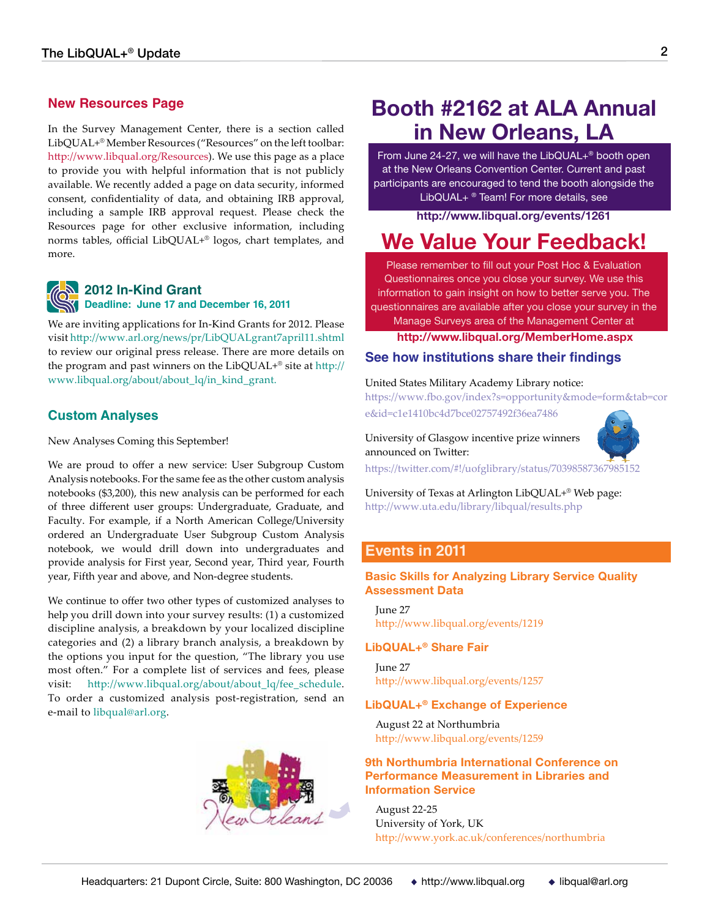## New Resources Page

In the Survey Management Center, there is a section called LibQUAL+® Member Resources ("Resources" on the left toolbar: http://www.libqual.org/Resources). We use this page as a place to provide you with helpful information that is not publicly available. We recently added a page on data security, informed consent, confidentiality of data, and obtaining IRB approval, including a sample IRB approval request. Please check the Resources page for other exclusive information, including norms tables, official LibQUAL+® logos, chart templates, and more.

## 2012 In-Kind Grant

**Deadline: June 17 and December 16, 2011**

We are inviting applications for In-Kind Grants for 2012. Please visit http://www.arl.org/news/pr/LibQUALgrant7april11.shtml to review our original press release. There are more details on the program and past winners on the LibQUAL+® site at http://www.libqual.org/about/about_lq/in_kind_grant.

## Custom Analyses

New Analyses Coming this September!

We are proud to offer a new service: User Subgroup Custom Analysis notebooks. For the same fee as the other custom analysis notebooks ($3,200), this new analysis can be performed for each of three different user groups: Undergraduate, Graduate, and Faculty. For example, if a North American College/University ordered an Undergraduate User Subgroup Custom Analysis notebook, we would drill down into undergraduates and provide analysis for First year, Second year, Third year, Fourth year, Fifth year and above, and Non-degree students.

We continue to offer two other types of customized analyses to help you drill down into your survey results: (1) a customized discipline analysis, a breakdown by your localized discipline categories and (2) a library branch analysis, a breakdown by the options you input for the question, "The library you use most often." For a complete list of services and fees, please visit: http://www.libqual.org/about/about_lq/fee_schedule. To order a customized analysis post-registration, send an e-mail to libqual@arl.org.

# Booth #2162 at ALA Annual in New Orleans, LA

From June 24-27, we will have the LibQUAL+® booth open at the New Orleans Convention Center. Current and past participants are encouraged to tend the booth alongside the LibQUAL+® Team! For more details, see

**http://www.libqual.org/events/1261**

# We Value Your Feedback!

Please remember to fill out your Post Hoc & Evaluation Questionnaires once you close your survey. We use this information to gain insight on how to better serve you. The questionnaires are available after you close your survey in the Manage Surveys area of the Management Center at

**http://www.libqual.org/MemberHome.aspx**

## See how institutions share their findings

United States Military Academy Library notice:
https://www.fbo.gov/index?s=opportunity&mode=form&tab=core&id=c1e1410bc4d7bce02757492f36ea7486

University of Glasgow incentive prize winners announced on Twitter:
https://twitter.com/#!/uofglibrary/status/70398587367985152

University of Texas at Arlington LibQUAL+® Web page:
http://www.uta.edu/library/libqual/results.php

## Events in 2011

### Basic Skills for Analyzing Library Service Quality Assessment Data

June 27
http://www.libqual.org/events/1219

### LibQUAL+® Share Fair

June 27
http://www.libqual.org/events/1257

### LibQUAL+® Exchange of Experience

August 22 at Northumbria
http://www.libqual.org/events/1259

### 9th Northumbria International Conference on Performance Measurement in Libraries and Information Service

August 22-25
University of York, UK
http://www.york.ac.uk/conferences/northumbria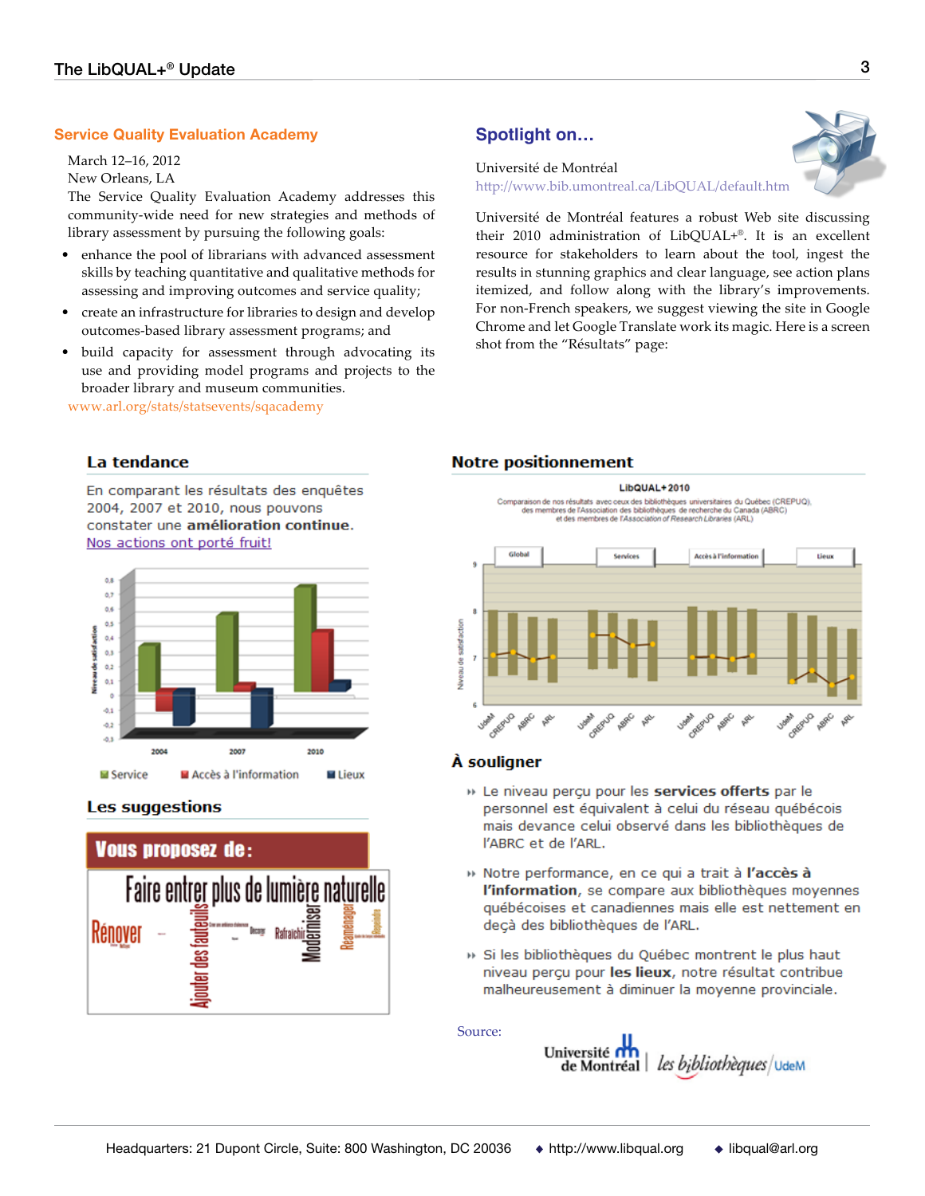## Service Quality Evaluation Academy

March 12–16, 2012
New Orleans, LA

The Service Quality Evaluation Academy addresses this community-wide need for new strategies and methods of library assessment by pursuing the following goals:

- enhance the pool of librarians with advanced assessment skills by teaching quantitative and qualitative methods for assessing and improving outcomes and service quality;
- create an infrastructure for libraries to design and develop outcomes-based library assessment programs; and
- build capacity for assessment through advocating its use and providing model programs and projects to the broader library and museum communities.

www.arl.org/stats/statsevents/sqacademy

## Spotlight on…

Université de Montréal
http://www.bib.umontreal.ca/LibQUAL/default.htm

Université de Montréal features a robust Web site discussing their 2010 administration of LibQUAL+®. It is an excellent resource for stakeholders to learn about the tool, ingest the results in stunning graphics and clear language, see action plans itemized, and follow along with the library's improvements. For non-French speakers, we suggest viewing the site in Google Chrome and let Google Translate work its magic. Here is a screen shot from the "Résultats" page:

### La tendance

En comparant les résultats des enquêtes 2004, 2007 et 2010, nous pouvons constater une **amélioration continue.**

Nos actions ont porté fruit!

### Les suggestions

**Vous proposez de :**

Faire entrer plus de lumière naturelle – Rénover – Ajouter des fauteuils – Moderniser – Rafraîchir – Réaménager – Regrouper

### Notre positionnement

LibQUAL+ 2010

Comparaison de nos résultats avec ceux des bibliothèques universitaires du Québec (CREPUQ), des membres de l'Association des bibliothèques de recherche du Canada (ABRC) et des membres de l'Association of Research Libraries (ARL)

### À souligner

- Le niveau perçu pour les **services offerts** par le personnel est équivalent à celui du réseau québécois mais devance celui observé dans les bibliothèques de l'ABRC et de l'ARL.
- Notre performance, en ce qui a trait à **l'accès à l'information**, se compare aux bibliothèques moyennes québécoises et canadiennes mais elle est nettement en deçà des bibliothèques de l'ARL.
- Si les bibliothèques du Québec montrent le plus haut niveau perçu pour **les lieux**, notre résultat contribue malheureusement à diminuer la moyenne provinciale.

Source: Université de Montréal | les bibliothèques / UdeM

Headquarters: 21 Dupont Circle, Suite: 800 Washington, DC 20036 ♦ http://www.libqual.org ♦ libqual@arl.org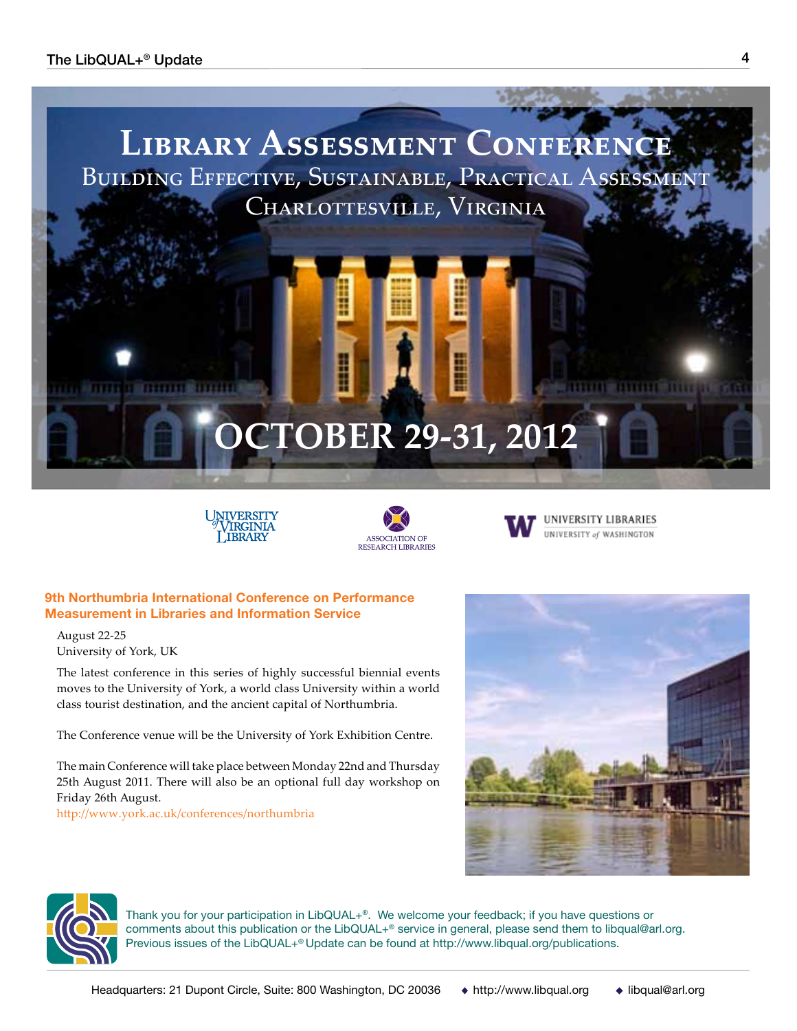# Library Assessment Conference

## Building Effective, Sustainable, Practical Assessment

### Charlottesville, Virginia

## OCTOBER 29-31, 2012

University of Virginia Library

Association of Research Libraries

University Libraries, University of Washington

### 9th Northumbria International Conference on Performance Measurement in Libraries and Information Service

August 22-25
University of York, UK

The latest conference in this series of highly successful biennial events moves to the University of York, a world class University within a world class tourist destination, and the ancient capital of Northumbria.

The Conference venue will be the University of York Exhibition Centre.

The main Conference will take place between Monday 22nd and Thursday 25th August 2011. There will also be an optional full day workshop on Friday 26th August.
http://www.york.ac.uk/conferences/northumbria

Thank you for your participation in LibQUAL+®. We welcome your feedback; if you have questions or comments about this publication or the LibQUAL+® service in general, please send them to libqual@arl.org. Previous issues of the LibQUAL+® Update can be found at http://www.libqual.org/publications.

Headquarters: 21 Dupont Circle, Suite: 800 Washington, DC 20036 ◆ http://www.libqual.org ◆ libqual@arl.org